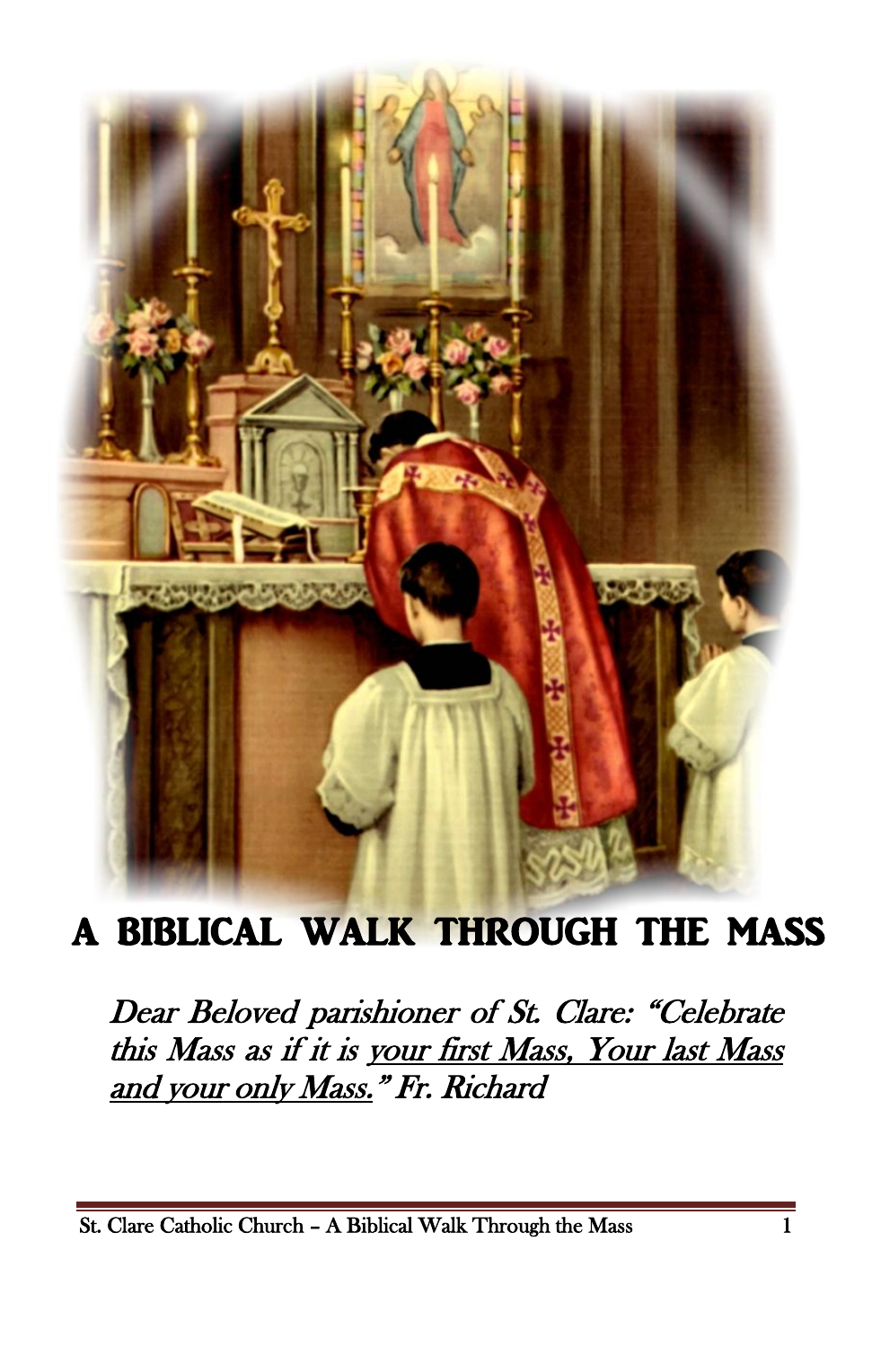# A BIBLICAL WALK THROUGH THE MASS

*Dear Beloved parishioner of St. Clare: "Celebrate this Mass as if it is your first Mass, Your last Mass and your only Mass." Fr. Richard*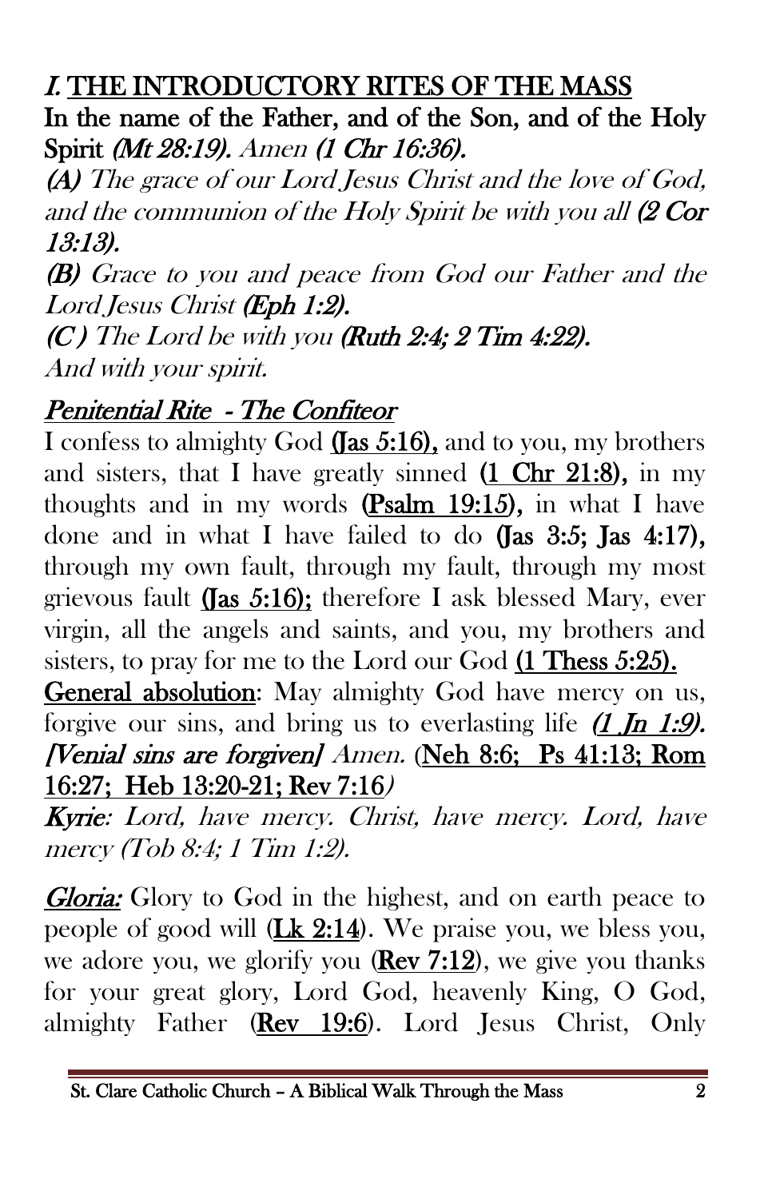## *I.* THE INTRODUCTORY RITES OF THE MASS

**In the name of the Father, and of the Son, and of the Holy Spirit** ***(Mt 28:19).*** *Amen* ***(1 Chr 16:36).***

***(A)*** *The grace of our Lord Jesus Christ and the love of God, and the communion of the Holy Spirit be with you all* ***(2 Cor 13:13).***

***(B)*** *Grace to you and peace from God our Father and the Lord Jesus Christ* ***(Eph 1:2).***

***(C )*** *The Lord be with you* ***(Ruth 2:4; 2 Tim 4:22).***

*And with your spirit.*

### *Penitential Rite - The Confiteor*

I confess to almighty God **(Jas 5:16),** and to you, my brothers and sisters, that I have greatly sinned **(1 Chr 21:8),** in my thoughts and in my words **(Psalm 19:15),** in what I have done and in what I have failed to do **(Jas 3:5; Jas 4:17),** through my own fault, through my fault, through my most grievous fault **(Jas 5:16);** therefore I ask blessed Mary, ever virgin, all the angels and saints, and you, my brothers and sisters, to pray for me to the Lord our God **(1 Thess 5:25).**

**General absolution**: May almighty God have mercy on us, forgive our sins, and bring us to everlasting life ***(1 Jn 1:9).*** ***[Venial sins are forgiven]*** *Amen.* (**Neh 8:6; Ps 41:13; Rom 16:27; Heb 13:20-21; Rev 7:16***)*

***Kyrie****: Lord, have mercy. Christ, have mercy. Lord, have mercy (Tob 8:4; 1 Tim 1:2).*

***Gloria:*** Glory to God in the highest, and on earth peace to people of good will (**Lk 2:14**). We praise you, we bless you, we adore you, we glorify you (**Rev 7:12**), we give you thanks for your great glory, Lord God, heavenly King, O God, almighty Father (**Rev 19:6**). Lord Jesus Christ, Only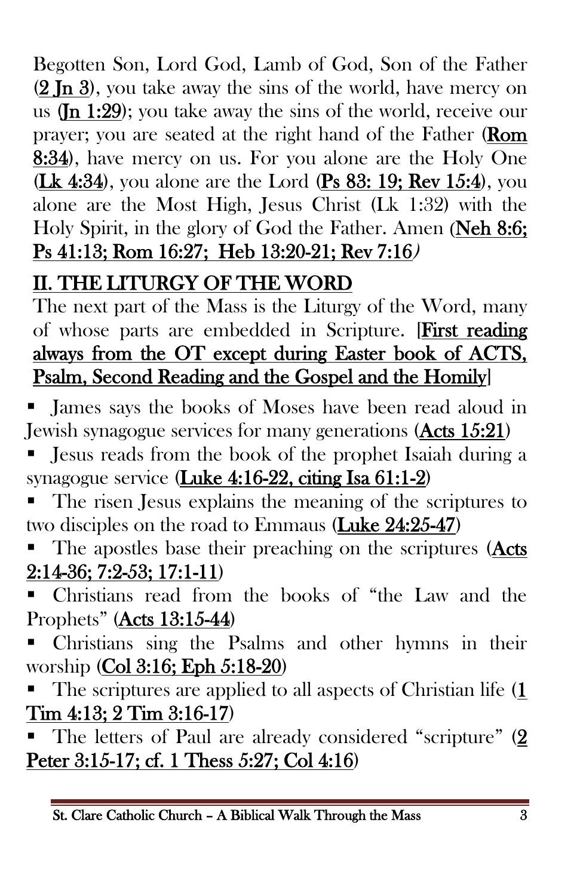Begotten Son, Lord God, Lamb of God, Son of the Father (2 Jn 3), you take away the sins of the world, have mercy on us (Jn 1:29); you take away the sins of the world, receive our prayer; you are seated at the right hand of the Father (Rom 8:34), have mercy on us. For you alone are the Holy One (Lk 4:34), you alone are the Lord (Ps 83: 19; Rev 15:4), you alone are the Most High, Jesus Christ (Lk 1:32) with the Holy Spirit, in the glory of God the Father. Amen (Neh 8:6; Ps 41:13; Rom 16:27; Heb 13:20-21; Rev 7:16)

## II. THE LITURGY OF THE WORD

The next part of the Mass is the Liturgy of the Word, many of whose parts are embedded in Scripture. [First reading always from the OT except during Easter book of ACTS, Psalm, Second Reading and the Gospel and the Homily]

- James says the books of Moses have been read aloud in Jewish synagogue services for many generations (Acts 15:21)
- Jesus reads from the book of the prophet Isaiah during a synagogue service (Luke 4:16-22, citing Isa 61:1-2)
- The risen Jesus explains the meaning of the scriptures to two disciples on the road to Emmaus (Luke 24:25-47)
- The apostles base their preaching on the scriptures (Acts 2:14-36; 7:2-53; 17:1-11)
- Christians read from the books of "the Law and the Prophets" (Acts 13:15-44)
- Christians sing the Psalms and other hymns in their worship (Col 3:16; Eph 5:18-20)
- The scriptures are applied to all aspects of Christian life (1 Tim 4:13; 2 Tim 3:16-17)
- The letters of Paul are already considered "scripture" (2 Peter 3:15-17; cf. 1 Thess 5:27; Col 4:16)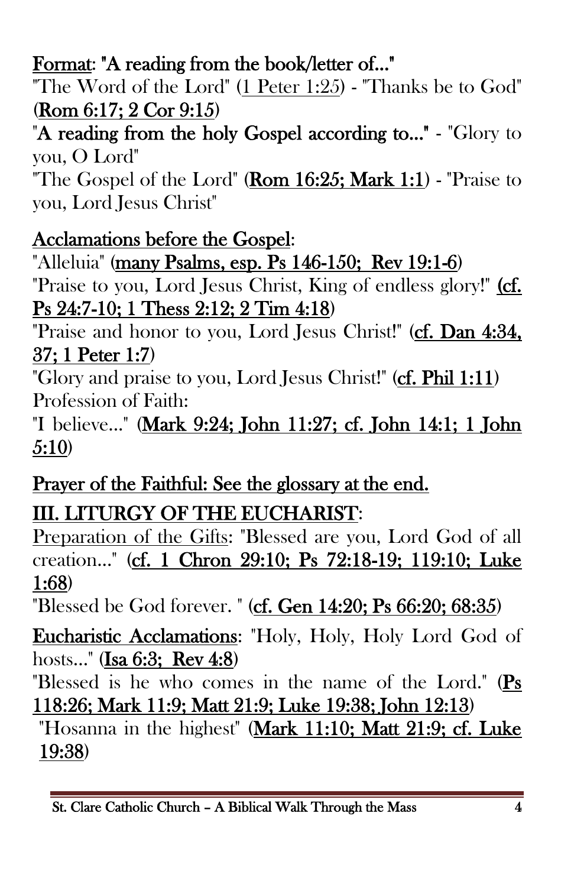**Format**: "A reading from the book/letter of..."

"The Word of the Lord" (1 Peter 1:25) - "Thanks be to God" (**Rom 6:17; 2 Cor 9:15**)

"**A reading from the holy Gospel according to...**" - "Glory to you, O Lord"

"The Gospel of the Lord" (**Rom 16:25; Mark 1:1**) - "Praise to you, Lord Jesus Christ"

**Acclamations before the Gospel**:

"Alleluia" (**many Psalms, esp. Ps 146-150; Rev 19:1-6**)

"Praise to you, Lord Jesus Christ, King of endless glory!" (**cf. Ps 24:7-10; 1 Thess 2:12; 2 Tim 4:18**)

"Praise and honor to you, Lord Jesus Christ!" (**cf. Dan 4:34, 37; 1 Peter 1:7**)

"Glory and praise to you, Lord Jesus Christ!" (**cf. Phil 1:11**)

Profession of Faith:

"I believe..." (**Mark 9:24; John 11:27; cf. John 14:1; 1 John 5:10**)

**Prayer of the Faithful: See the glossary at the end.**

## III. LITURGY OF THE EUCHARIST:

Preparation of the Gifts: "Blessed are you, Lord God of all creation..." (**cf. 1 Chron 29:10; Ps 72:18-19; 119:10; Luke 1:68**)

"Blessed be God forever. " (**cf. Gen 14:20; Ps 66:20; 68:35**)

**Eucharistic Acclamations**: "Holy, Holy, Holy Lord God of hosts..." (**Isa 6:3; Rev 4:8**)

"Blessed is he who comes in the name of the Lord." (**Ps 118:26; Mark 11:9; Matt 21:9; Luke 19:38; John 12:13**)

"Hosanna in the highest" (**Mark 11:10; Matt 21:9; cf. Luke 19:38**)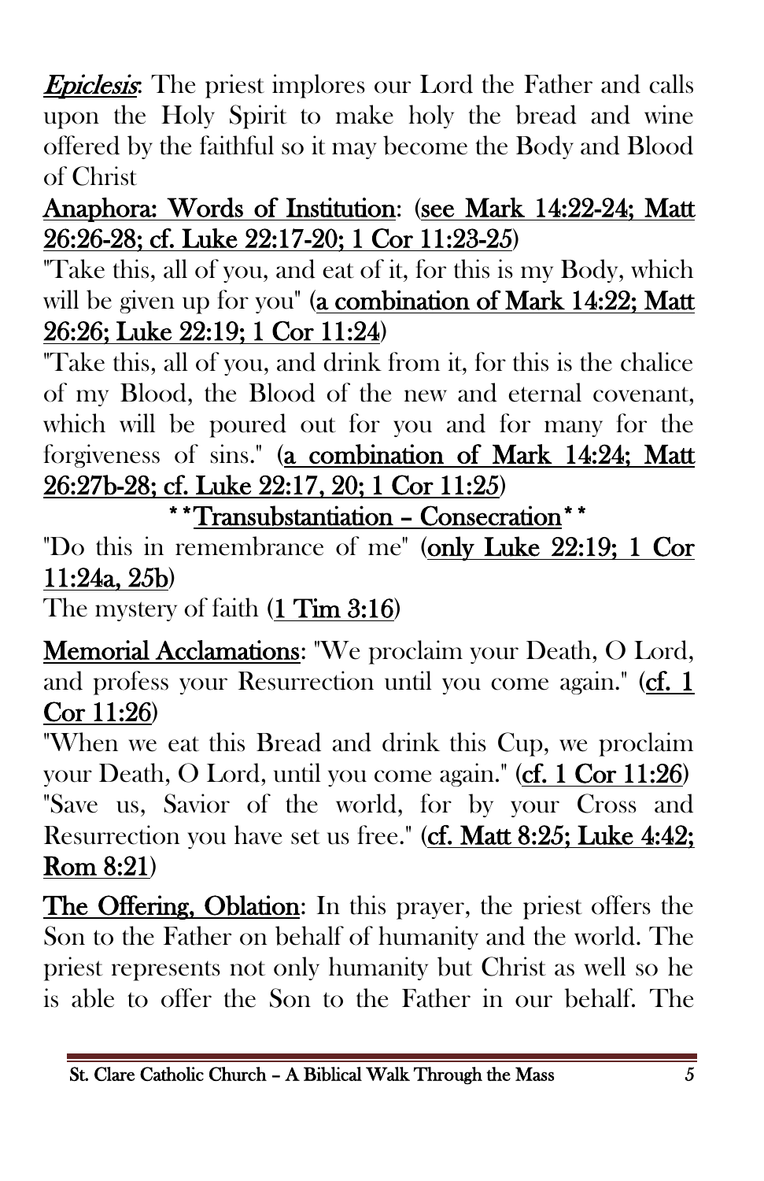***Epiclesis***: The priest implores our Lord the Father and calls upon the Holy Spirit to make holy the bread and wine offered by the faithful so it may become the Body and Blood of Christ

<u>Anaphora: Words of Institution</u>: (<u>see Mark 14:22-24; Matt 26:26-28; cf. Luke 22:17-20; 1 Cor 11:23-25</u>)

"Take this, all of you, and eat of it, for this is my Body, which will be given up for you" (<u>a combination of Mark 14:22; Matt 26:26; Luke 22:19; 1 Cor 11:24</u>)

"Take this, all of you, and drink from it, for this is the chalice of my Blood, the Blood of the new and eternal covenant, which will be poured out for you and for many for the forgiveness of sins." (<u>a combination of Mark 14:24; Matt 26:27b-28; cf. Luke 22:17, 20; 1 Cor 11:25</u>)

**<u>Transubstantiation – Consecration</u>**

"Do this in remembrance of me" (<u>only Luke 22:19; 1 Cor 11:24a, 25b</u>)

The mystery of faith (<u>1 Tim 3:16</u>)

<u>Memorial Acclamations</u>: "We proclaim your Death, O Lord, and profess your Resurrection until you come again." (<u>cf. 1 Cor 11:26</u>)

"When we eat this Bread and drink this Cup, we proclaim your Death, O Lord, until you come again." (<u>cf. 1 Cor 11:26</u>)

"Save us, Savior of the world, for by your Cross and Resurrection you have set us free." (<u>cf. Matt 8:25; Luke 4:42; Rom 8:21</u>)

<u>The Offering, Oblation</u>: In this prayer, the priest offers the Son to the Father on behalf of humanity and the world. The priest represents not only humanity but Christ as well so he is able to offer the Son to the Father in our behalf. The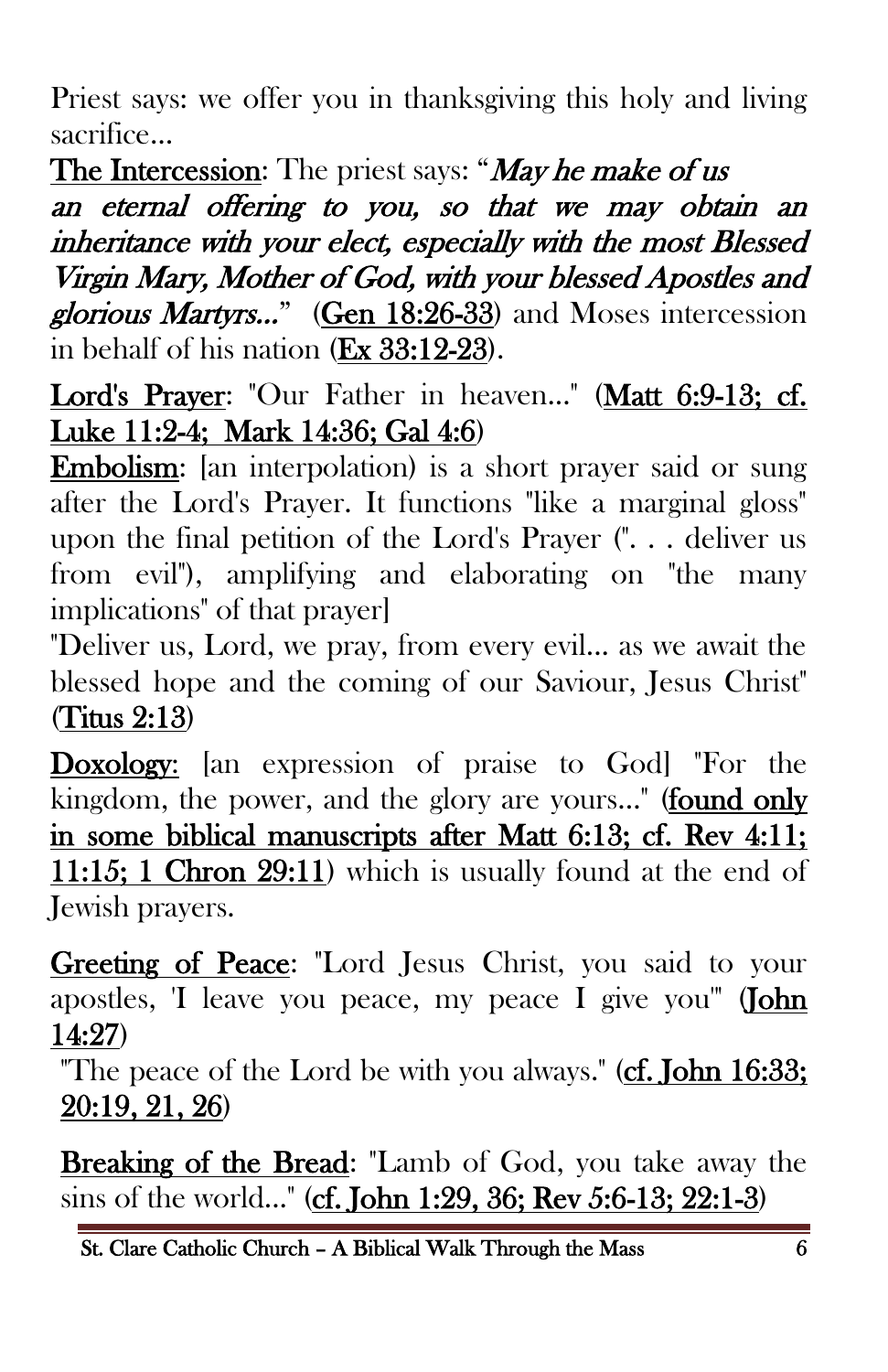Priest says: we offer you in thanksgiving this holy and living sacrifice…

**The Intercession**: The priest says: "*May he make of us an eternal offering to you, so that we may obtain an inheritance with your elect, especially with the most Blessed Virgin Mary, Mother of God, with your blessed Apostles and glorious Martyrs…*" (**Gen 18:26-33**) and Moses intercession in behalf of his nation (**Ex 33:12-23**).

**Lord's Prayer**: "Our Father in heaven…" (**Matt 6:9-13; cf. Luke 11:2-4; Mark 14:36; Gal 4:6**)

**Embolism**: [an interpolation) is a short prayer said or sung after the Lord's Prayer. It functions "like a marginal gloss" upon the final petition of the Lord's Prayer (". . . deliver us from evil"), amplifying and elaborating on "the many implications" of that prayer]

"Deliver us, Lord, we pray, from every evil… as we await the blessed hope and the coming of our Saviour, Jesus Christ" (**Titus 2:13**)

**Doxology:** [an expression of praise to God] "For the kingdom, the power, and the glory are yours…" (**found only in some biblical manuscripts after Matt 6:13; cf. Rev 4:11; 11:15; 1 Chron 29:11**) which is usually found at the end of Jewish prayers.

**Greeting of Peace**: "Lord Jesus Christ, you said to your apostles, 'I leave you peace, my peace I give you'" (**John 14:27**)

"The peace of the Lord be with you always." (**cf. John 16:33; 20:19, 21, 26**)

**Breaking of the Bread**: "Lamb of God, you take away the sins of the world…" (**cf. John 1:29, 36; Rev 5:6-13; 22:1-3**)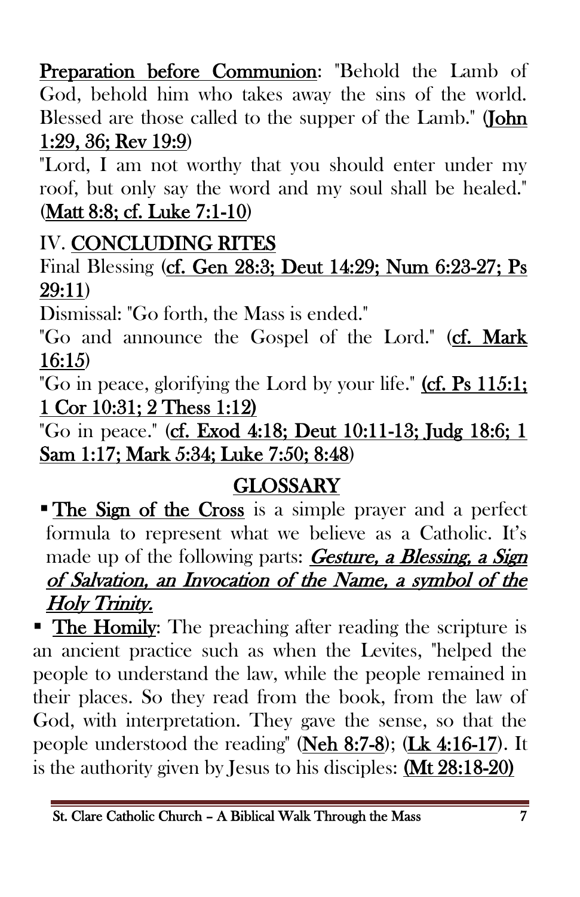**Preparation before Communion**: "Behold the Lamb of God, behold him who takes away the sins of the world. Blessed are those called to the supper of the Lamb." **(John 1:29, 36; Rev 19:9)**

"Lord, I am not worthy that you should enter under my roof, but only say the word and my soul shall be healed." **(Matt 8:8; cf. Luke 7:1-10)**

## IV. CONCLUDING RITES

Final Blessing **(cf. Gen 28:3; Deut 14:29; Num 6:23-27; Ps 29:11)**

Dismissal: "Go forth, the Mass is ended."

"Go and announce the Gospel of the Lord." **(cf. Mark 16:15)**

"Go in peace, glorifying the Lord by your life." **(cf. Ps 115:1; 1 Cor 10:31; 2 Thess 1:12)**

"Go in peace." **(cf. Exod 4:18; Deut 10:11-13; Judg 18:6; 1 Sam 1:17; Mark 5:34; Luke 7:50; 8:48)**

## GLOSSARY

- **The Sign of the Cross** is a simple prayer and a perfect formula to represent what we believe as a Catholic. It's made up of the following parts: ***Gesture, a Blessing, a Sign of Salvation, an Invocation of the Name, a symbol of the Holy Trinity.***
- **The Homily**: The preaching after reading the scripture is an ancient practice such as when the Levites, "helped the people to understand the law, while the people remained in their places. So they read from the book, from the law of God, with interpretation. They gave the sense, so that the people understood the reading" **(Neh 8:7-8)**; **(Lk 4:16-17)**. It is the authority given by Jesus to his disciples: **(Mt 28:18-20)**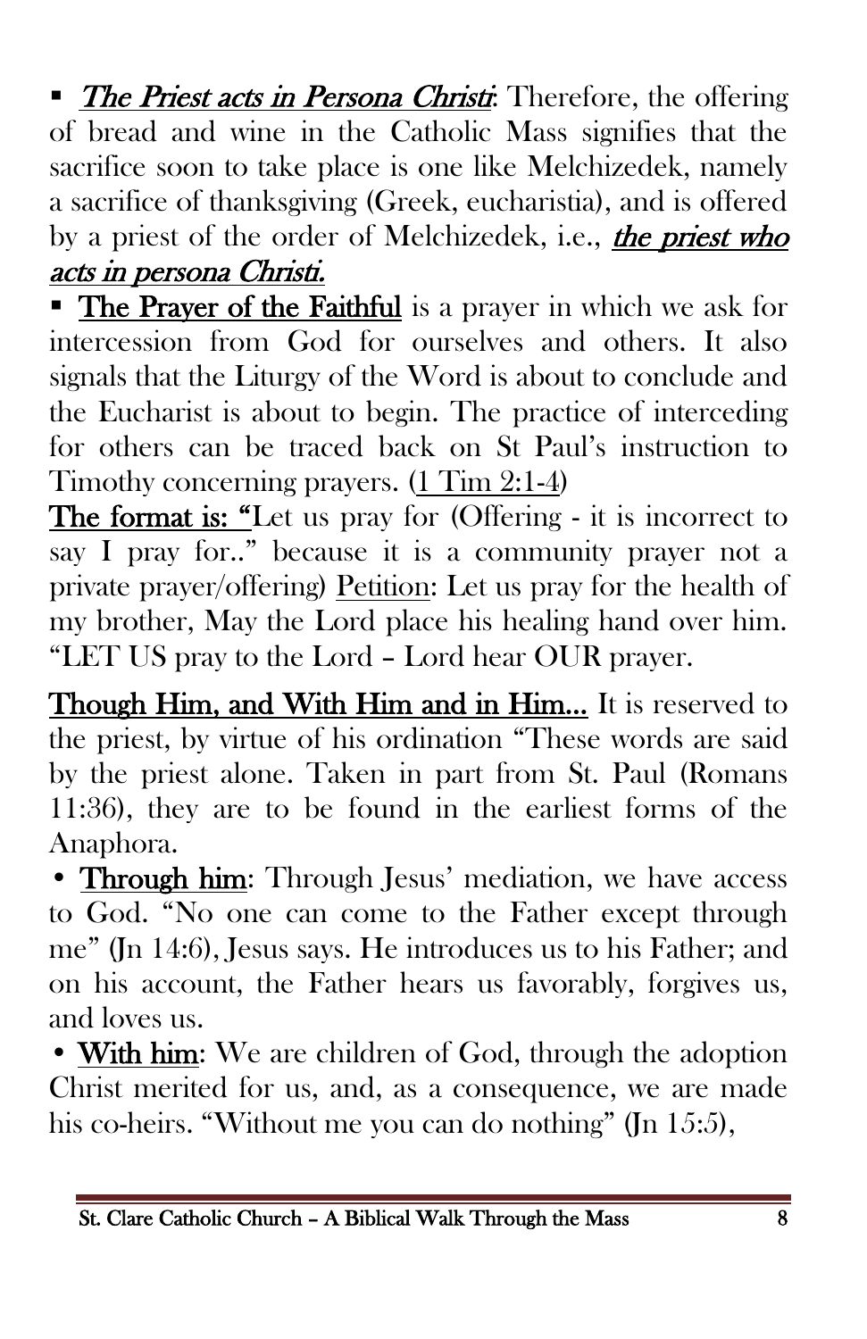- ***The Priest acts in Persona Christi*:** Therefore, the offering of bread and wine in the Catholic Mass signifies that the sacrifice soon to take place is one like Melchizedek, namely a sacrifice of thanksgiving (Greek, eucharistia), and is offered by a priest of the order of Melchizedek, i.e., ***the priest who acts in persona Christi.***
- **The Prayer of the Faithful** is a prayer in which we ask for intercession from God for ourselves and others. It also signals that the Liturgy of the Word is about to conclude and the Eucharist is about to begin. The practice of interceding for others can be traced back on St Paul's instruction to Timothy concerning prayers. (1 Tim 2:1-4)

**The format is: "**Let us pray for (Offering - it is incorrect to say I pray for.." because it is a community prayer not a private prayer/offering) Petition: Let us pray for the health of my brother, May the Lord place his healing hand over him. "LET US pray to the Lord – Lord hear OUR prayer.

**Though Him, and With Him and in Him...** It is reserved to the priest, by virtue of his ordination "These words are said by the priest alone. Taken in part from St. Paul (Romans 11:36), they are to be found in the earliest forms of the Anaphora.

- **Through him**: Through Jesus' mediation, we have access to God. "No one can come to the Father except through me" (Jn 14:6), Jesus says. He introduces us to his Father; and on his account, the Father hears us favorably, forgives us, and loves us.
- **With him**: We are children of God, through the adoption Christ merited for us, and, as a consequence, we are made his co-heirs. "Without me you can do nothing" (Jn 15:5),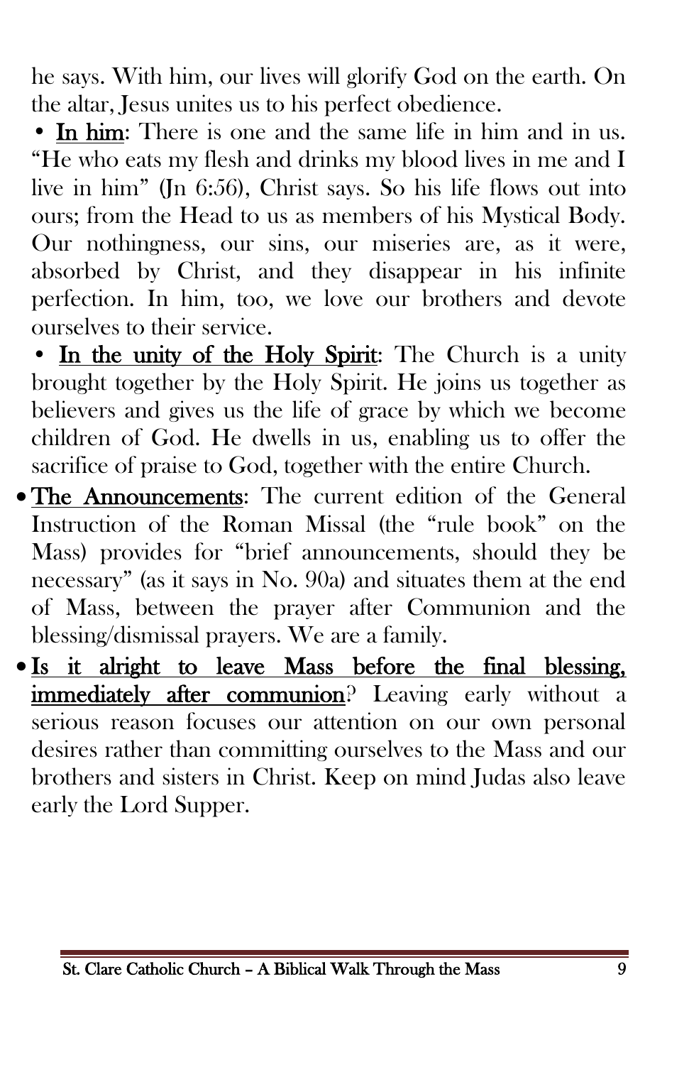he says. With him, our lives will glorify God on the earth. On the altar, Jesus unites us to his perfect obedience.

- **In him**: There is one and the same life in him and in us. "He who eats my flesh and drinks my blood lives in me and I live in him" (Jn 6:56), Christ says. So his life flows out into ours; from the Head to us as members of his Mystical Body. Our nothingness, our sins, our miseries are, as it were, absorbed by Christ, and they disappear in his infinite perfection. In him, too, we love our brothers and devote ourselves to their service.
- **In the unity of the Holy Spirit**: The Church is a unity brought together by the Holy Spirit. He joins us together as believers and gives us the life of grace by which we become children of God. He dwells in us, enabling us to offer the sacrifice of praise to God, together with the entire Church.

- **The Announcements**: The current edition of the General Instruction of the Roman Missal (the "rule book" on the Mass) provides for "brief announcements, should they be necessary" (as it says in No. 90a) and situates them at the end of Mass, between the prayer after Communion and the blessing/dismissal prayers. We are a family.
- **Is it alright to leave Mass before the final blessing, immediately after communion**? Leaving early without a serious reason focuses our attention on our own personal desires rather than committing ourselves to the Mass and our brothers and sisters in Christ. Keep on mind Judas also leave early the Lord Supper.